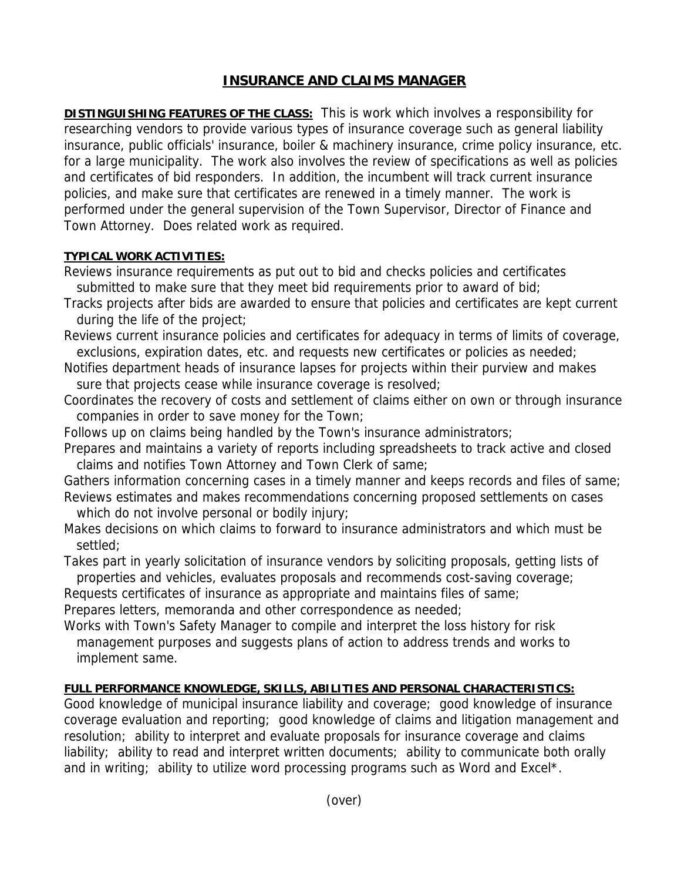# INSURANCE AND CLAIMS MANAGER

**DISTINGUISHING FEATURES OF THE CLASS:** This is work which involves a responsibility for researching vendors to provide various types of insurance coverage such as general liability insurance, public officials' insurance, boiler & machinery insurance, crime policy insurance, etc. for a large municipality. The work also involves the review of specifications as well as policies and certificates of bid responders. In addition, the incumbent will track current insurance policies, and make sure that certificates are renewed in a timely manner. The work is performed under the general supervision of the Town Supervisor, Director of Finance and Town Attorney. Does related work as required.

**TYPICAL WORK ACTIVITIES:**

Reviews insurance requirements as put out to bid and checks policies and certificates submitted to make sure that they meet bid requirements prior to award of bid;

Tracks projects after bids are awarded to ensure that policies and certificates are kept current during the life of the project;

Reviews current insurance policies and certificates for adequacy in terms of limits of coverage, exclusions, expiration dates, etc. and requests new certificates or policies as needed;

Notifies department heads of insurance lapses for projects within their purview and makes sure that projects cease while insurance coverage is resolved;

Coordinates the recovery of costs and settlement of claims either on own or through insurance companies in order to save money for the Town;

Follows up on claims being handled by the Town's insurance administrators;

Prepares and maintains a variety of reports including spreadsheets to track active and closed claims and notifies Town Attorney and Town Clerk of same;

Gathers information concerning cases in a timely manner and keeps records and files of same;

Reviews estimates and makes recommendations concerning proposed settlements on cases which do not involve personal or bodily injury;

Makes decisions on which claims to forward to insurance administrators and which must be settled;

Takes part in yearly solicitation of insurance vendors by soliciting proposals, getting lists of properties and vehicles, evaluates proposals and recommends cost-saving coverage;

Requests certificates of insurance as appropriate and maintains files of same;

Prepares letters, memoranda and other correspondence as needed;

Works with Town's Safety Manager to compile and interpret the loss history for risk management purposes and suggests plans of action to address trends and works to implement same.

**FULL PERFORMANCE KNOWLEDGE, SKILLS, ABILITIES AND PERSONAL CHARACTERISTICS:**

Good knowledge of municipal insurance liability and coverage; good knowledge of insurance coverage evaluation and reporting; good knowledge of claims and litigation management and resolution; ability to interpret and evaluate proposals for insurance coverage and claims liability; ability to read and interpret written documents; ability to communicate both orally and in writing; ability to utilize word processing programs such as Word and Excel*.

(over)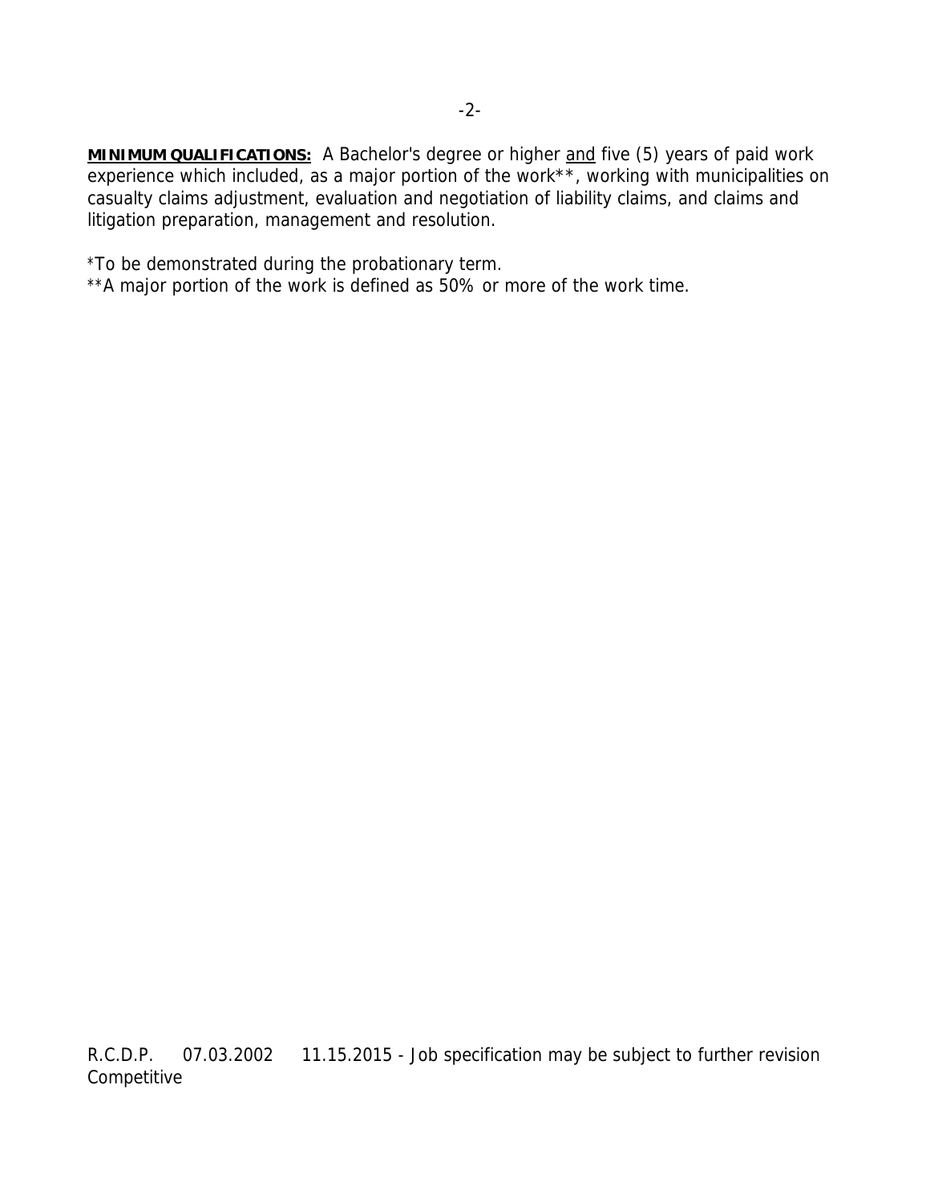**MINIMUM QUALIFICATIONS:** A Bachelor's degree or higher and five (5) years of paid work experience which included, as a major portion of the work**, working with municipalities on casualty claims adjustment, evaluation and negotiation of liability claims, and claims and litigation preparation, management and resolution.

*To be demonstrated during the probationary term.
**A major portion of the work is defined as 50% or more of the work time.

R.C.D.P. 07.03.2002 11.15.2015 - Job specification may be subject to further revision
Competitive